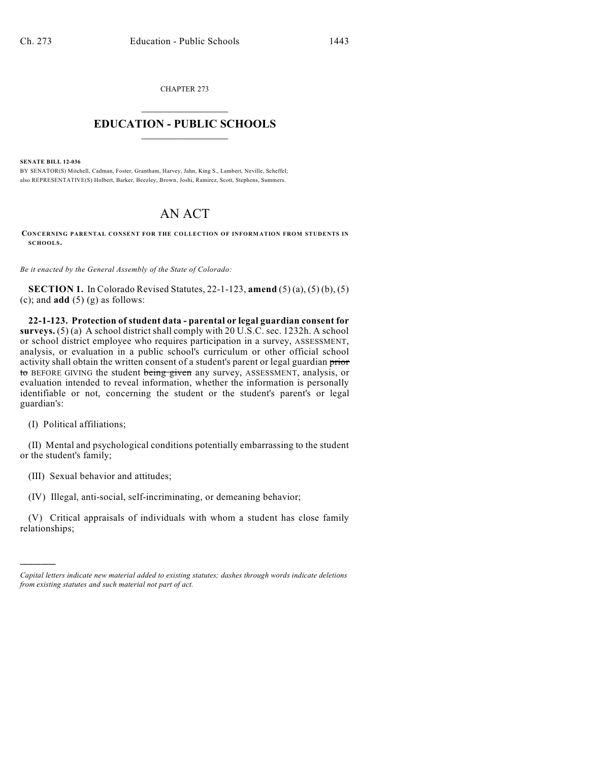CHAPTER 273

# EDUCATION - PUBLIC SCHOOLS

**SENATE BILL 12-036**

BY SENATOR(S) Mitchell, Cadman, Foster, Grantham, Harvey, Jahn, King S., Lambert, Neville, Scheffel; also REPRESENTATIVE(S) Holbert, Barker, Beezley, Brown, Joshi, Ramirez, Scott, Stephens, Summers.

# AN ACT

**CONCERNING PARENTAL CONSENT FOR THE COLLECTION OF INFORMATION FROM STUDENTS IN SCHOOLS.**

*Be it enacted by the General Assembly of the State of Colorado:*

**SECTION 1.** In Colorado Revised Statutes, 22-1-123, **amend** (5) (a), (5) (b), (5) (c); and **add** (5) (g) as follows:

**22-1-123. Protection of student data - parental or legal guardian consent for surveys.** (5) (a) A school district shall comply with 20 U.S.C. sec. 1232h. A school or school district employee who requires participation in a survey, ASSESSMENT, analysis, or evaluation in a public school's curriculum or other official school activity shall obtain the written consent of a student's parent or legal guardian ~~prior to~~ BEFORE GIVING the student ~~being given~~ any survey, ASSESSMENT, analysis, or evaluation intended to reveal information, whether the information is personally identifiable or not, concerning the student or the student's parent's or legal guardian's:

(I) Political affiliations;

(II) Mental and psychological conditions potentially embarrassing to the student or the student's family;

(III) Sexual behavior and attitudes;

(IV) Illegal, anti-social, self-incriminating, or demeaning behavior;

(V) Critical appraisals of individuals with whom a student has close family relationships;

---

*Capital letters indicate new material added to existing statutes; dashes through words indicate deletions from existing statutes and such material not part of act.*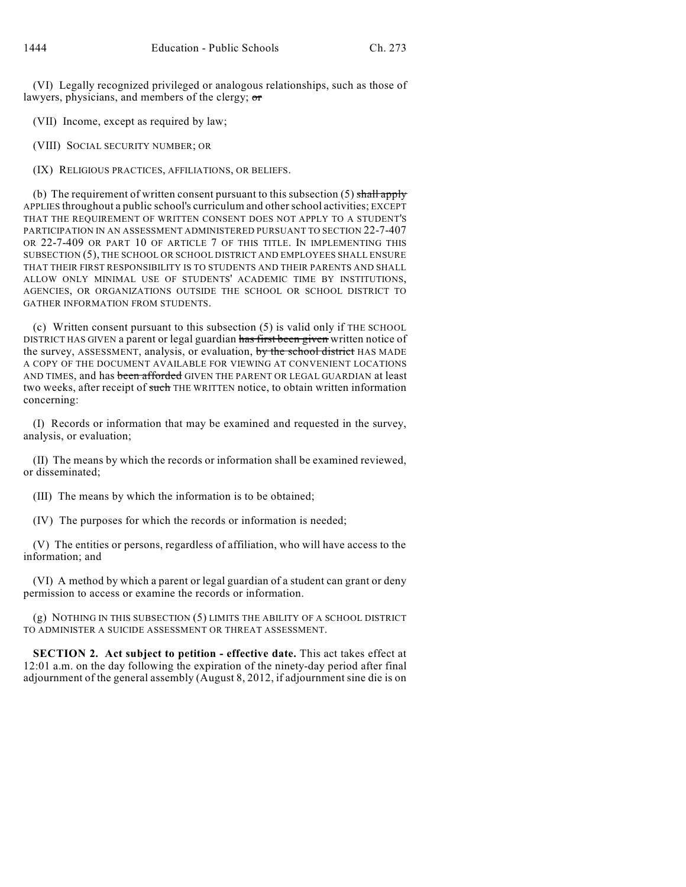(VI) Legally recognized privileged or analogous relationships, such as those of lawyers, physicians, and members of the clergy; ~~or~~

(VII) Income, except as required by law;

(VIII) SOCIAL SECURITY NUMBER; OR

(IX) RELIGIOUS PRACTICES, AFFILIATIONS, OR BELIEFS.

(b) The requirement of written consent pursuant to this subsection (5) ~~shall apply~~ APPLIES throughout a public school's curriculum and other school activities; EXCEPT THAT THE REQUIREMENT OF WRITTEN CONSENT DOES NOT APPLY TO A STUDENT'S PARTICIPATION IN AN ASSESSMENT ADMINISTERED PURSUANT TO SECTION 22-7-407 OR 22-7-409 OR PART 10 OF ARTICLE 7 OF THIS TITLE. IN IMPLEMENTING THIS SUBSECTION (5), THE SCHOOL OR SCHOOL DISTRICT AND EMPLOYEES SHALL ENSURE THAT THEIR FIRST RESPONSIBILITY IS TO STUDENTS AND THEIR PARENTS AND SHALL ALLOW ONLY MINIMAL USE OF STUDENTS' ACADEMIC TIME BY INSTITUTIONS, AGENCIES, OR ORGANIZATIONS OUTSIDE THE SCHOOL OR SCHOOL DISTRICT TO GATHER INFORMATION FROM STUDENTS.

(c) Written consent pursuant to this subsection (5) is valid only if THE SCHOOL DISTRICT HAS GIVEN a parent or legal guardian ~~has first been given~~ written notice of the survey, ASSESSMENT, analysis, or evaluation, ~~by the school district~~ HAS MADE A COPY OF THE DOCUMENT AVAILABLE FOR VIEWING AT CONVENIENT LOCATIONS AND TIMES, and has ~~been afforded~~ GIVEN THE PARENT OR LEGAL GUARDIAN at least two weeks, after receipt of ~~such~~ THE WRITTEN notice, to obtain written information concerning:

(I) Records or information that may be examined and requested in the survey, analysis, or evaluation;

(II) The means by which the records or information shall be examined reviewed, or disseminated;

(III) The means by which the information is to be obtained;

(IV) The purposes for which the records or information is needed;

(V) The entities or persons, regardless of affiliation, who will have access to the information; and

(VI) A method by which a parent or legal guardian of a student can grant or deny permission to access or examine the records or information.

(g) NOTHING IN THIS SUBSECTION (5) LIMITS THE ABILITY OF A SCHOOL DISTRICT TO ADMINISTER A SUICIDE ASSESSMENT OR THREAT ASSESSMENT.

**SECTION 2. Act subject to petition - effective date.** This act takes effect at 12:01 a.m. on the day following the expiration of the ninety-day period after final adjournment of the general assembly (August 8, 2012, if adjournment sine die is on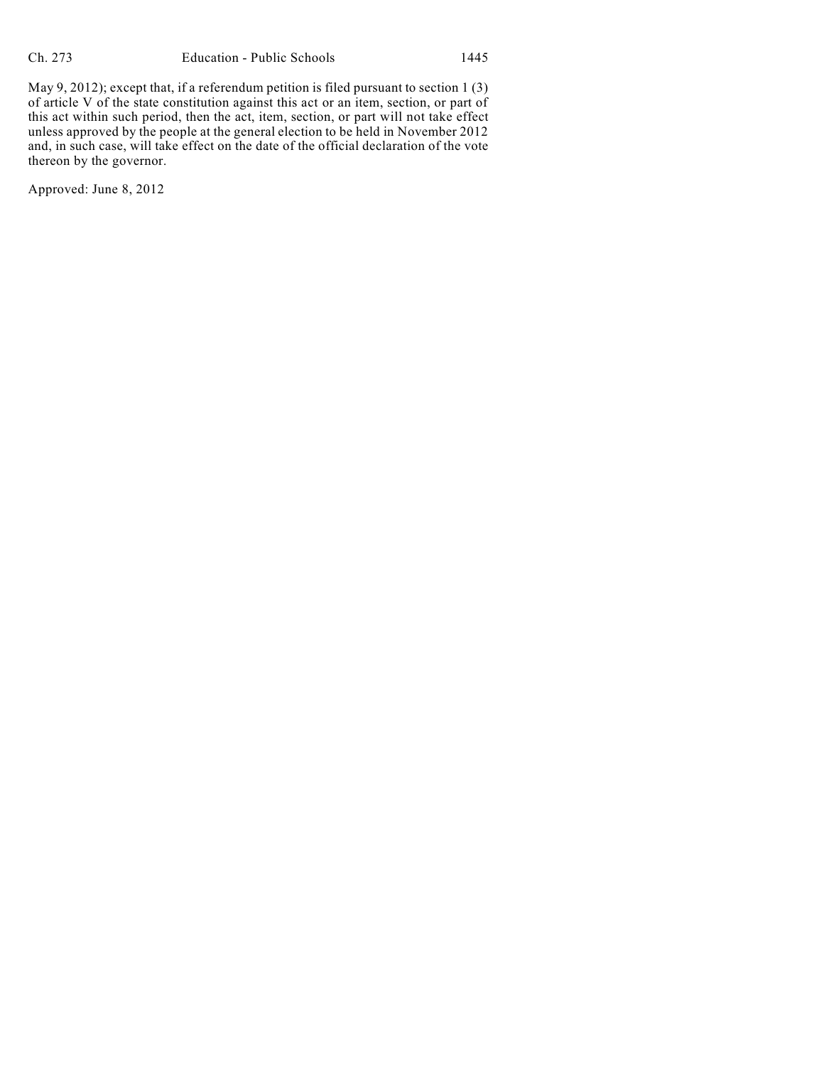May 9, 2012); except that, if a referendum petition is filed pursuant to section 1 (3) of article V of the state constitution against this act or an item, section, or part of this act within such period, then the act, item, section, or part will not take effect unless approved by the people at the general election to be held in November 2012 and, in such case, will take effect on the date of the official declaration of the vote thereon by the governor.

Approved: June 8, 2012